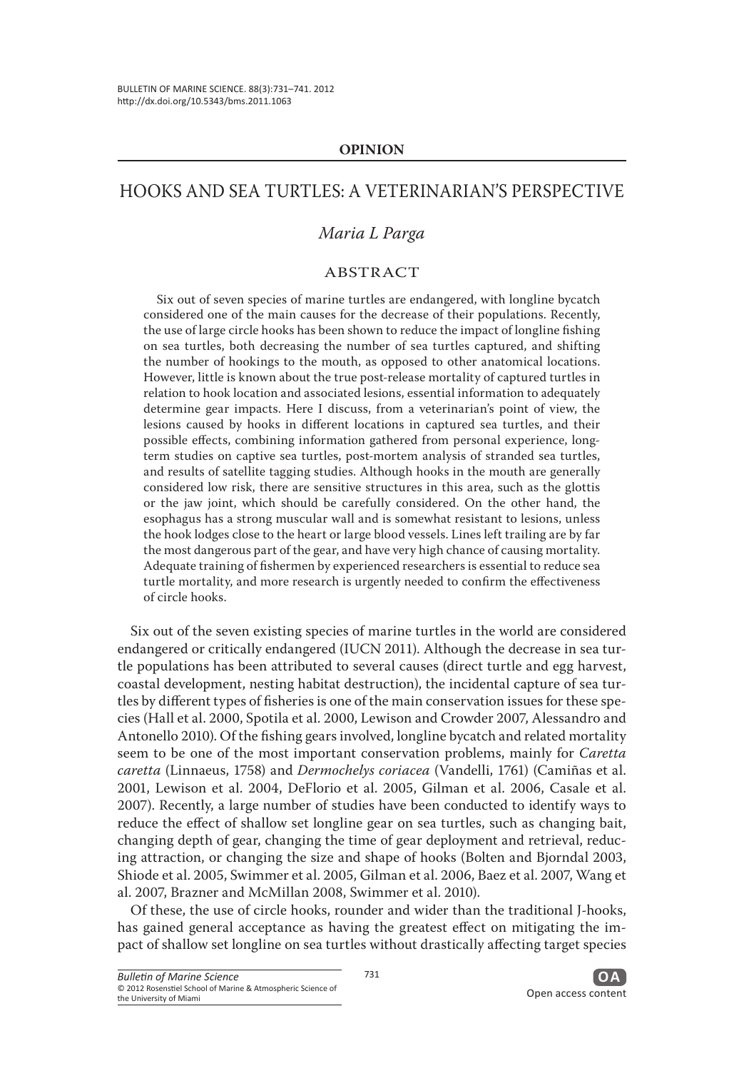BULLETIN OF MARINE SCIENCE. 88(3):731–741. 2012
http://dx.doi.org/10.5343/bms.2011.1063

**OPINION**

# HOOKS AND SEA TURTLES: A VETERINARIAN'S PERSPECTIVE

*Maria L Parga*

## ABSTRACT

Six out of seven species of marine turtles are endangered, with longline bycatch considered one of the main causes for the decrease of their populations. Recently, the use of large circle hooks has been shown to reduce the impact of longline fishing on sea turtles, both decreasing the number of sea turtles captured, and shifting the number of hookings to the mouth, as opposed to other anatomical locations. However, little is known about the true post-release mortality of captured turtles in relation to hook location and associated lesions, essential information to adequately determine gear impacts. Here I discuss, from a veterinarian's point of view, the lesions caused by hooks in different locations in captured sea turtles, and their possible effects, combining information gathered from personal experience, long-term studies on captive sea turtles, post-mortem analysis of stranded sea turtles, and results of satellite tagging studies. Although hooks in the mouth are generally considered low risk, there are sensitive structures in this area, such as the glottis or the jaw joint, which should be carefully considered. On the other hand, the esophagus has a strong muscular wall and is somewhat resistant to lesions, unless the hook lodges close to the heart or large blood vessels. Lines left trailing are by far the most dangerous part of the gear, and have very high chance of causing mortality. Adequate training of fishermen by experienced researchers is essential to reduce sea turtle mortality, and more research is urgently needed to confirm the effectiveness of circle hooks.

Six out of the seven existing species of marine turtles in the world are considered endangered or critically endangered (IUCN 2011). Although the decrease in sea turtle populations has been attributed to several causes (direct turtle and egg harvest, coastal development, nesting habitat destruction), the incidental capture of sea turtles by different types of fisheries is one of the main conservation issues for these species (Hall et al. 2000, Spotila et al. 2000, Lewison and Crowder 2007, Alessandro and Antonello 2010). Of the fishing gears involved, longline bycatch and related mortality seem to be one of the most important conservation problems, mainly for *Caretta caretta* (Linnaeus, 1758) and *Dermochelys coriacea* (Vandelli, 1761) (Camiñas et al. 2001, Lewison et al. 2004, DeFlorio et al. 2005, Gilman et al. 2006, Casale et al. 2007). Recently, a large number of studies have been conducted to identify ways to reduce the effect of shallow set longline gear on sea turtles, such as changing bait, changing depth of gear, changing the time of gear deployment and retrieval, reducing attraction, or changing the size and shape of hooks (Bolten and Bjorndal 2003, Shiode et al. 2005, Swimmer et al. 2005, Gilman et al. 2006, Baez et al. 2007, Wang et al. 2007, Brazner and McMillan 2008, Swimmer et al. 2010).

Of these, the use of circle hooks, rounder and wider than the traditional J-hooks, has gained general acceptance as having the greatest effect on mitigating the impact of shallow set longline on sea turtles without drastically affecting target species

*Bulletin of Marine Science*
© 2012 Rosenstiel School of Marine & Atmospheric Science of the University of Miami

OA Open access content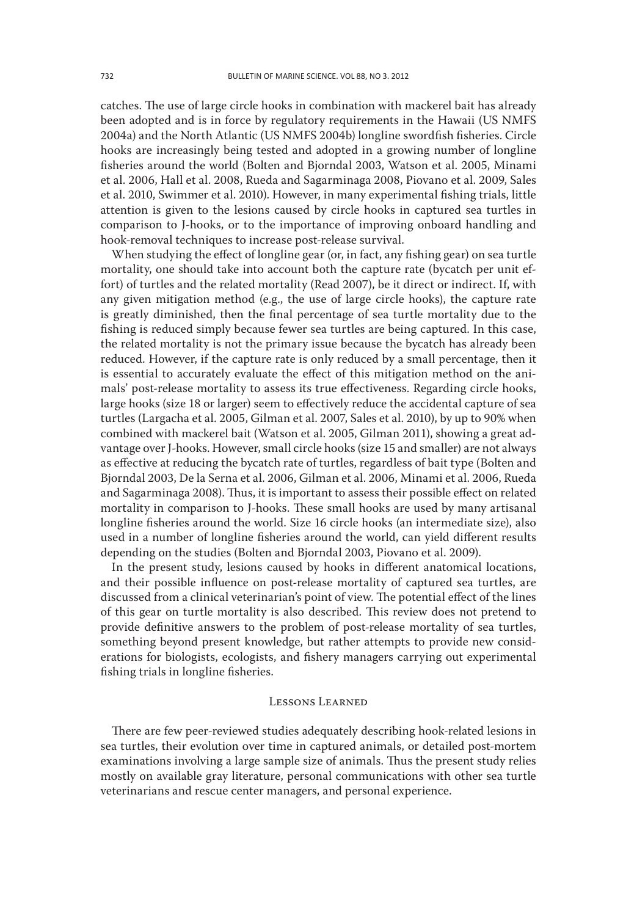catches. The use of large circle hooks in combination with mackerel bait has already been adopted and is in force by regulatory requirements in the Hawaii (US NMFS 2004a) and the North Atlantic (US NMFS 2004b) longline swordfish fisheries. Circle hooks are increasingly being tested and adopted in a growing number of longline fisheries around the world (Bolten and Bjorndal 2003, Watson et al. 2005, Minami et al. 2006, Hall et al. 2008, Rueda and Sagarminaga 2008, Piovano et al. 2009, Sales et al. 2010, Swimmer et al. 2010). However, in many experimental fishing trials, little attention is given to the lesions caused by circle hooks in captured sea turtles in comparison to J-hooks, or to the importance of improving onboard handling and hook-removal techniques to increase post-release survival.

When studying the effect of longline gear (or, in fact, any fishing gear) on sea turtle mortality, one should take into account both the capture rate (bycatch per unit effort) of turtles and the related mortality (Read 2007), be it direct or indirect. If, with any given mitigation method (e.g., the use of large circle hooks), the capture rate is greatly diminished, then the final percentage of sea turtle mortality due to the fishing is reduced simply because fewer sea turtles are being captured. In this case, the related mortality is not the primary issue because the bycatch has already been reduced. However, if the capture rate is only reduced by a small percentage, then it is essential to accurately evaluate the effect of this mitigation method on the animals' post-release mortality to assess its true effectiveness. Regarding circle hooks, large hooks (size 18 or larger) seem to effectively reduce the accidental capture of sea turtles (Largacha et al. 2005, Gilman et al. 2007, Sales et al. 2010), by up to 90% when combined with mackerel bait (Watson et al. 2005, Gilman 2011), showing a great advantage over J-hooks. However, small circle hooks (size 15 and smaller) are not always as effective at reducing the bycatch rate of turtles, regardless of bait type (Bolten and Bjorndal 2003, De la Serna et al. 2006, Gilman et al. 2006, Minami et al. 2006, Rueda and Sagarminaga 2008). Thus, it is important to assess their possible effect on related mortality in comparison to J-hooks. These small hooks are used by many artisanal longline fisheries around the world. Size 16 circle hooks (an intermediate size), also used in a number of longline fisheries around the world, can yield different results depending on the studies (Bolten and Bjorndal 2003, Piovano et al. 2009).

In the present study, lesions caused by hooks in different anatomical locations, and their possible influence on post-release mortality of captured sea turtles, are discussed from a clinical veterinarian's point of view. The potential effect of the lines of this gear on turtle mortality is also described. This review does not pretend to provide definitive answers to the problem of post-release mortality of sea turtles, something beyond present knowledge, but rather attempts to provide new considerations for biologists, ecologists, and fishery managers carrying out experimental fishing trials in longline fisheries.

## Lessons Learned

There are few peer-reviewed studies adequately describing hook-related lesions in sea turtles, their evolution over time in captured animals, or detailed post-mortem examinations involving a large sample size of animals. Thus the present study relies mostly on available gray literature, personal communications with other sea turtle veterinarians and rescue center managers, and personal experience.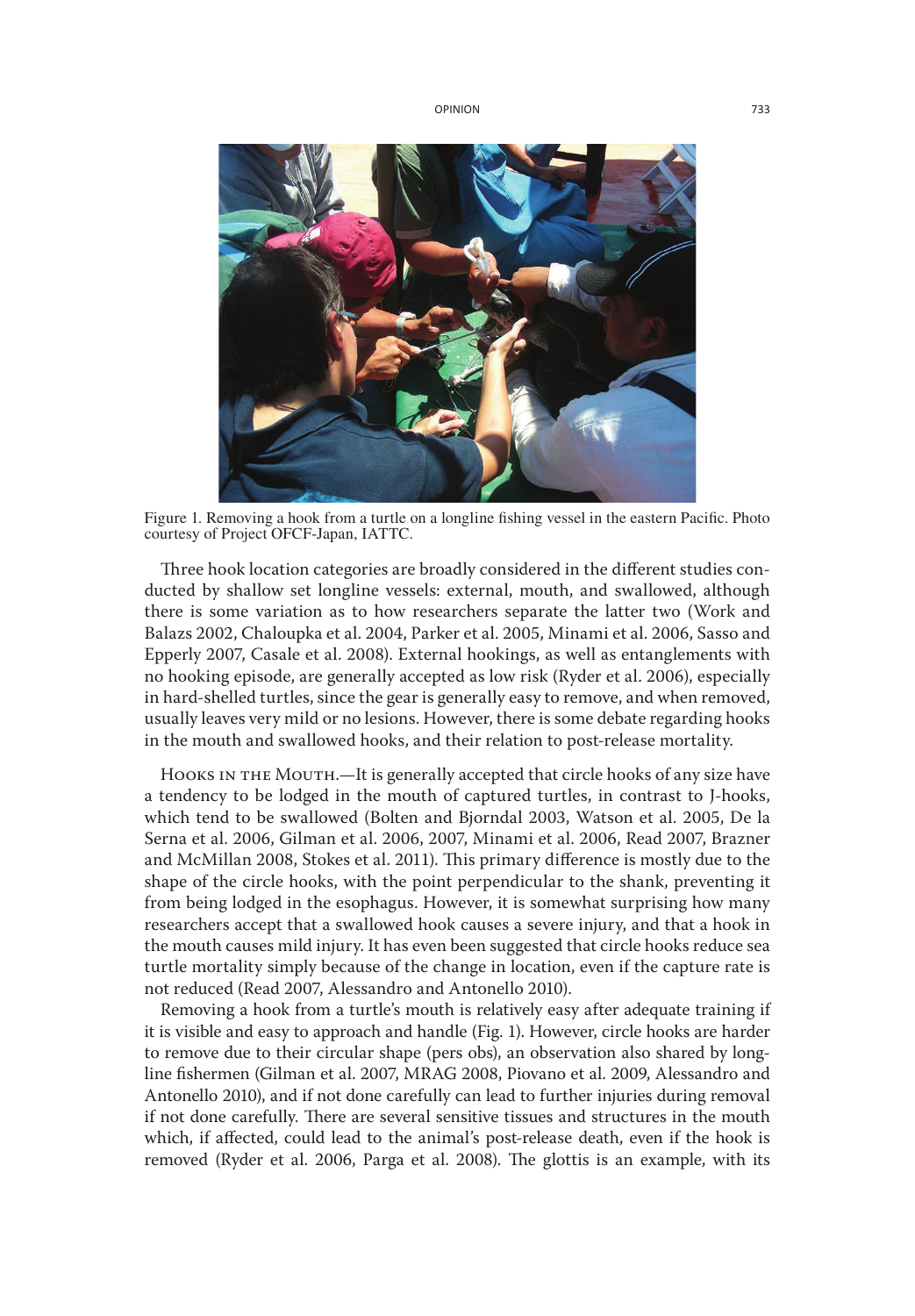Figure 1. Removing a hook from a turtle on a longline fishing vessel in the eastern Pacific. Photo courtesy of Project OFCF-Japan, IATTC.

Three hook location categories are broadly considered in the different studies conducted by shallow set longline vessels: external, mouth, and swallowed, although there is some variation as to how researchers separate the latter two (Work and Balazs 2002, Chaloupka et al. 2004, Parker et al. 2005, Minami et al. 2006, Sasso and Epperly 2007, Casale et al. 2008). External hookings, as well as entanglements with no hooking episode, are generally accepted as low risk (Ryder et al. 2006), especially in hard-shelled turtles, since the gear is generally easy to remove, and when removed, usually leaves very mild or no lesions. However, there is some debate regarding hooks in the mouth and swallowed hooks, and their relation to post-release mortality.

Hooks in the Mouth.—It is generally accepted that circle hooks of any size have a tendency to be lodged in the mouth of captured turtles, in contrast to J-hooks, which tend to be swallowed (Bolten and Bjorndal 2003, Watson et al. 2005, De la Serna et al. 2006, Gilman et al. 2006, 2007, Minami et al. 2006, Read 2007, Brazner and McMillan 2008, Stokes et al. 2011). This primary difference is mostly due to the shape of the circle hooks, with the point perpendicular to the shank, preventing it from being lodged in the esophagus. However, it is somewhat surprising how many researchers accept that a swallowed hook causes a severe injury, and that a hook in the mouth causes mild injury. It has even been suggested that circle hooks reduce sea turtle mortality simply because of the change in location, even if the capture rate is not reduced (Read 2007, Alessandro and Antonello 2010).

Removing a hook from a turtle's mouth is relatively easy after adequate training if it is visible and easy to approach and handle (Fig. 1). However, circle hooks are harder to remove due to their circular shape (pers obs), an observation also shared by longline fishermen (Gilman et al. 2007, MRAG 2008, Piovano et al. 2009, Alessandro and Antonello 2010), and if not done carefully can lead to further injuries during removal if not done carefully. There are several sensitive tissues and structures in the mouth which, if affected, could lead to the animal's post-release death, even if the hook is removed (Ryder et al. 2006, Parga et al. 2008). The glottis is an example, with its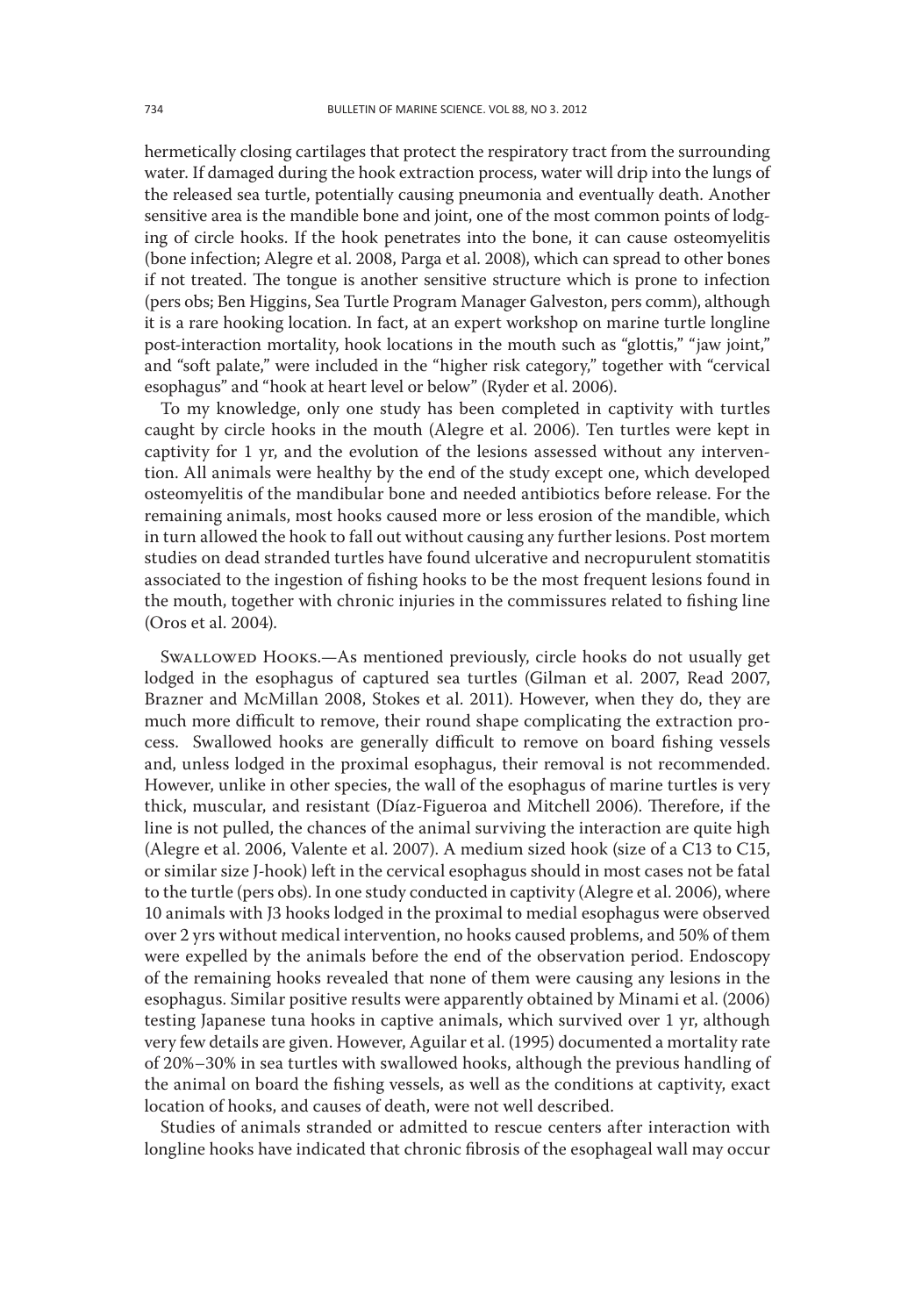hermetically closing cartilages that protect the respiratory tract from the surrounding water. If damaged during the hook extraction process, water will drip into the lungs of the released sea turtle, potentially causing pneumonia and eventually death. Another sensitive area is the mandible bone and joint, one of the most common points of lodging of circle hooks. If the hook penetrates into the bone, it can cause osteomyelitis (bone infection; Alegre et al. 2008, Parga et al. 2008), which can spread to other bones if not treated. The tongue is another sensitive structure which is prone to infection (pers obs; Ben Higgins, Sea Turtle Program Manager Galveston, pers comm), although it is a rare hooking location. In fact, at an expert workshop on marine turtle longline post-interaction mortality, hook locations in the mouth such as "glottis," "jaw joint," and "soft palate," were included in the "higher risk category," together with "cervical esophagus" and "hook at heart level or below" (Ryder et al. 2006).

To my knowledge, only one study has been completed in captivity with turtles caught by circle hooks in the mouth (Alegre et al. 2006). Ten turtles were kept in captivity for 1 yr, and the evolution of the lesions assessed without any intervention. All animals were healthy by the end of the study except one, which developed osteomyelitis of the mandibular bone and needed antibiotics before release. For the remaining animals, most hooks caused more or less erosion of the mandible, which in turn allowed the hook to fall out without causing any further lesions. Post mortem studies on dead stranded turtles have found ulcerative and necropurulent stomatitis associated to the ingestion of fishing hooks to be the most frequent lesions found in the mouth, together with chronic injuries in the commissures related to fishing line (Oros et al. 2004).

Swallowed Hooks.—As mentioned previously, circle hooks do not usually get lodged in the esophagus of captured sea turtles (Gilman et al. 2007, Read 2007, Brazner and McMillan 2008, Stokes et al. 2011). However, when they do, they are much more difficult to remove, their round shape complicating the extraction process. Swallowed hooks are generally difficult to remove on board fishing vessels and, unless lodged in the proximal esophagus, their removal is not recommended. However, unlike in other species, the wall of the esophagus of marine turtles is very thick, muscular, and resistant (Díaz-Figueroa and Mitchell 2006). Therefore, if the line is not pulled, the chances of the animal surviving the interaction are quite high (Alegre et al. 2006, Valente et al. 2007). A medium sized hook (size of a C13 to C15, or similar size J-hook) left in the cervical esophagus should in most cases not be fatal to the turtle (pers obs). In one study conducted in captivity (Alegre et al. 2006), where 10 animals with J3 hooks lodged in the proximal to medial esophagus were observed over 2 yrs without medical intervention, no hooks caused problems, and 50% of them were expelled by the animals before the end of the observation period. Endoscopy of the remaining hooks revealed that none of them were causing any lesions in the esophagus. Similar positive results were apparently obtained by Minami et al. (2006) testing Japanese tuna hooks in captive animals, which survived over 1 yr, although very few details are given. However, Aguilar et al. (1995) documented a mortality rate of 20%–30% in sea turtles with swallowed hooks, although the previous handling of the animal on board the fishing vessels, as well as the conditions at captivity, exact location of hooks, and causes of death, were not well described.

Studies of animals stranded or admitted to rescue centers after interaction with longline hooks have indicated that chronic fibrosis of the esophageal wall may occur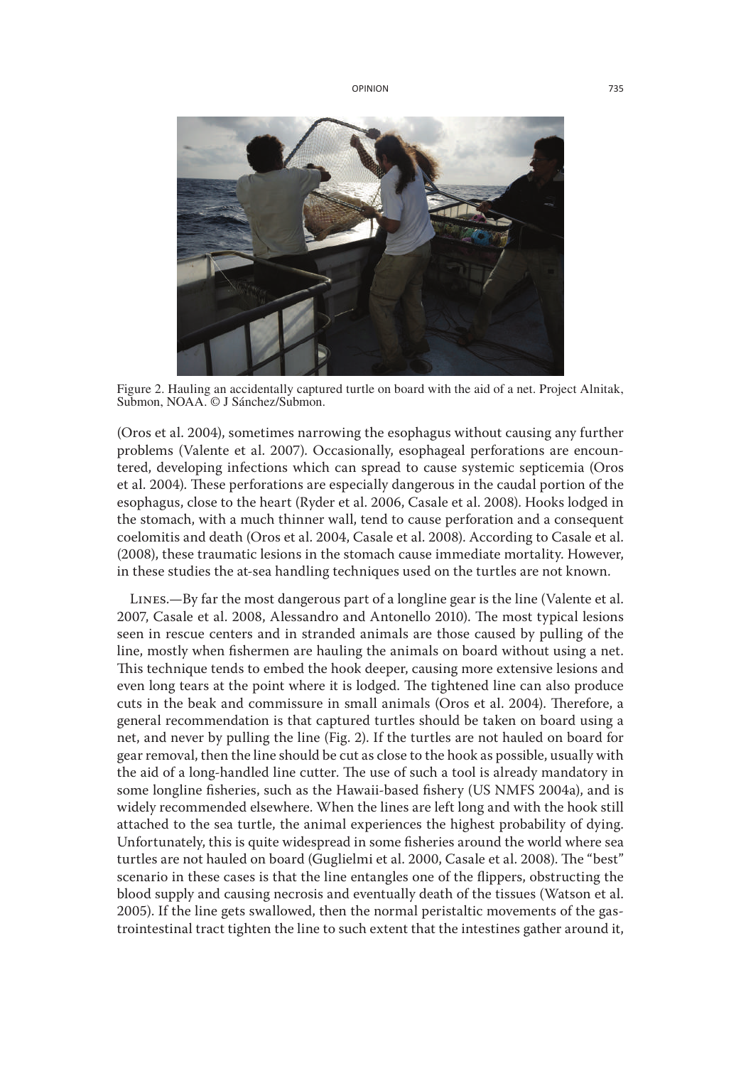Figure 2. Hauling an accidentally captured turtle on board with the aid of a net. Project Alnitak, Submon, NOAA. © J Sánchez/Submon.

(Oros et al. 2004), sometimes narrowing the esophagus without causing any further problems (Valente et al. 2007). Occasionally, esophageal perforations are encountered, developing infections which can spread to cause systemic septicemia (Oros et al. 2004). These perforations are especially dangerous in the caudal portion of the esophagus, close to the heart (Ryder et al. 2006, Casale et al. 2008). Hooks lodged in the stomach, with a much thinner wall, tend to cause perforation and a consequent coelomitis and death (Oros et al. 2004, Casale et al. 2008). According to Casale et al. (2008), these traumatic lesions in the stomach cause immediate mortality. However, in these studies the at-sea handling techniques used on the turtles are not known.

Lines.—By far the most dangerous part of a longline gear is the line (Valente et al. 2007, Casale et al. 2008, Alessandro and Antonello 2010). The most typical lesions seen in rescue centers and in stranded animals are those caused by pulling of the line, mostly when fishermen are hauling the animals on board without using a net. This technique tends to embed the hook deeper, causing more extensive lesions and even long tears at the point where it is lodged. The tightened line can also produce cuts in the beak and commissure in small animals (Oros et al. 2004). Therefore, a general recommendation is that captured turtles should be taken on board using a net, and never by pulling the line (Fig. 2). If the turtles are not hauled on board for gear removal, then the line should be cut as close to the hook as possible, usually with the aid of a long-handled line cutter. The use of such a tool is already mandatory in some longline fisheries, such as the Hawaii-based fishery (US NMFS 2004a), and is widely recommended elsewhere. When the lines are left long and with the hook still attached to the sea turtle, the animal experiences the highest probability of dying. Unfortunately, this is quite widespread in some fisheries around the world where sea turtles are not hauled on board (Guglielmi et al. 2000, Casale et al. 2008). The "best" scenario in these cases is that the line entangles one of the flippers, obstructing the blood supply and causing necrosis and eventually death of the tissues (Watson et al. 2005). If the line gets swallowed, then the normal peristaltic movements of the gastrointestinal tract tighten the line to such extent that the intestines gather around it,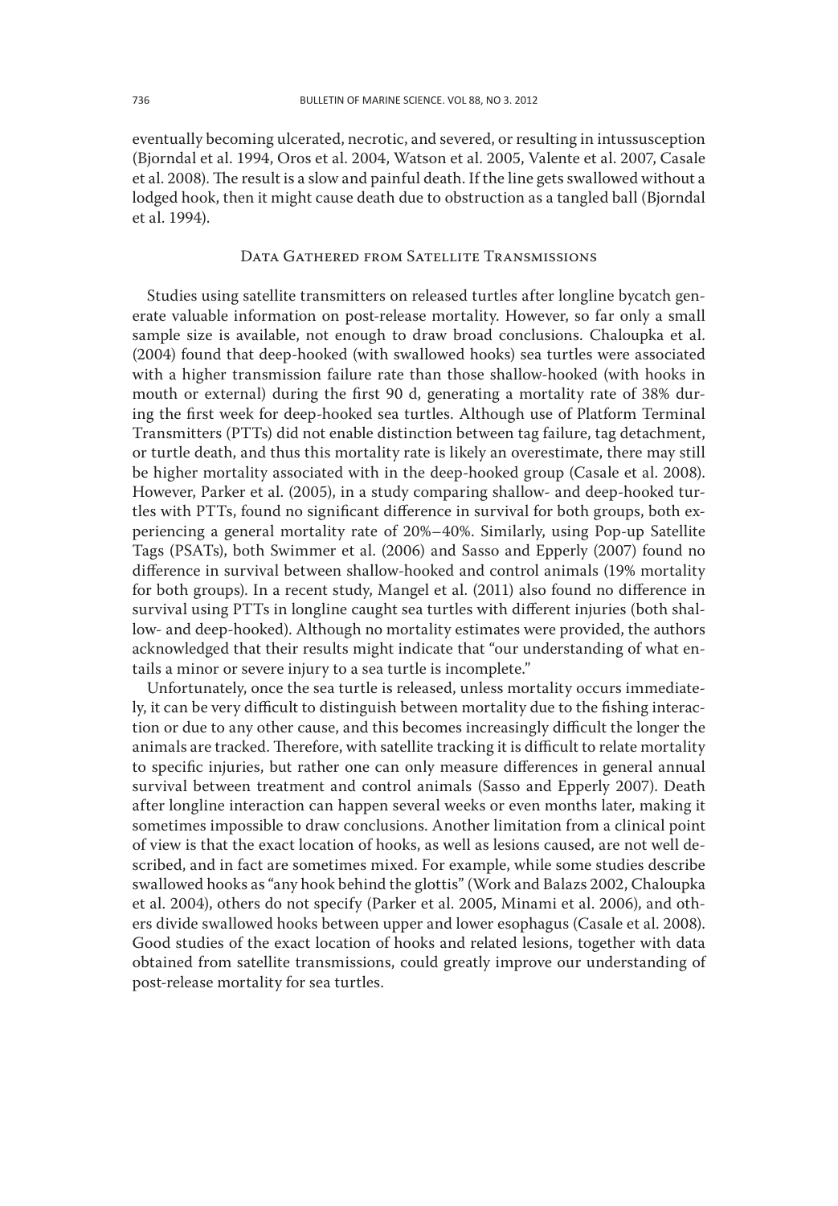eventually becoming ulcerated, necrotic, and severed, or resulting in intussusception (Bjorndal et al. 1994, Oros et al. 2004, Watson et al. 2005, Valente et al. 2007, Casale et al. 2008). The result is a slow and painful death. If the line gets swallowed without a lodged hook, then it might cause death due to obstruction as a tangled ball (Bjorndal et al. 1994).

## Data Gathered from Satellite Transmissions

Studies using satellite transmitters on released turtles after longline bycatch generate valuable information on post-release mortality. However, so far only a small sample size is available, not enough to draw broad conclusions. Chaloupka et al. (2004) found that deep-hooked (with swallowed hooks) sea turtles were associated with a higher transmission failure rate than those shallow-hooked (with hooks in mouth or external) during the first 90 d, generating a mortality rate of 38% during the first week for deep-hooked sea turtles. Although use of Platform Terminal Transmitters (PTTs) did not enable distinction between tag failure, tag detachment, or turtle death, and thus this mortality rate is likely an overestimate, there may still be higher mortality associated with in the deep-hooked group (Casale et al. 2008). However, Parker et al. (2005), in a study comparing shallow- and deep-hooked turtles with PTTs, found no significant difference in survival for both groups, both experiencing a general mortality rate of 20%–40%. Similarly, using Pop-up Satellite Tags (PSATs), both Swimmer et al. (2006) and Sasso and Epperly (2007) found no difference in survival between shallow-hooked and control animals (19% mortality for both groups). In a recent study, Mangel et al. (2011) also found no difference in survival using PTTs in longline caught sea turtles with different injuries (both shallow- and deep-hooked). Although no mortality estimates were provided, the authors acknowledged that their results might indicate that "our understanding of what entails a minor or severe injury to a sea turtle is incomplete."

Unfortunately, once the sea turtle is released, unless mortality occurs immediately, it can be very difficult to distinguish between mortality due to the fishing interaction or due to any other cause, and this becomes increasingly difficult the longer the animals are tracked. Therefore, with satellite tracking it is difficult to relate mortality to specific injuries, but rather one can only measure differences in general annual survival between treatment and control animals (Sasso and Epperly 2007). Death after longline interaction can happen several weeks or even months later, making it sometimes impossible to draw conclusions. Another limitation from a clinical point of view is that the exact location of hooks, as well as lesions caused, are not well described, and in fact are sometimes mixed. For example, while some studies describe swallowed hooks as "any hook behind the glottis" (Work and Balazs 2002, Chaloupka et al. 2004), others do not specify (Parker et al. 2005, Minami et al. 2006), and others divide swallowed hooks between upper and lower esophagus (Casale et al. 2008). Good studies of the exact location of hooks and related lesions, together with data obtained from satellite transmissions, could greatly improve our understanding of post-release mortality for sea turtles.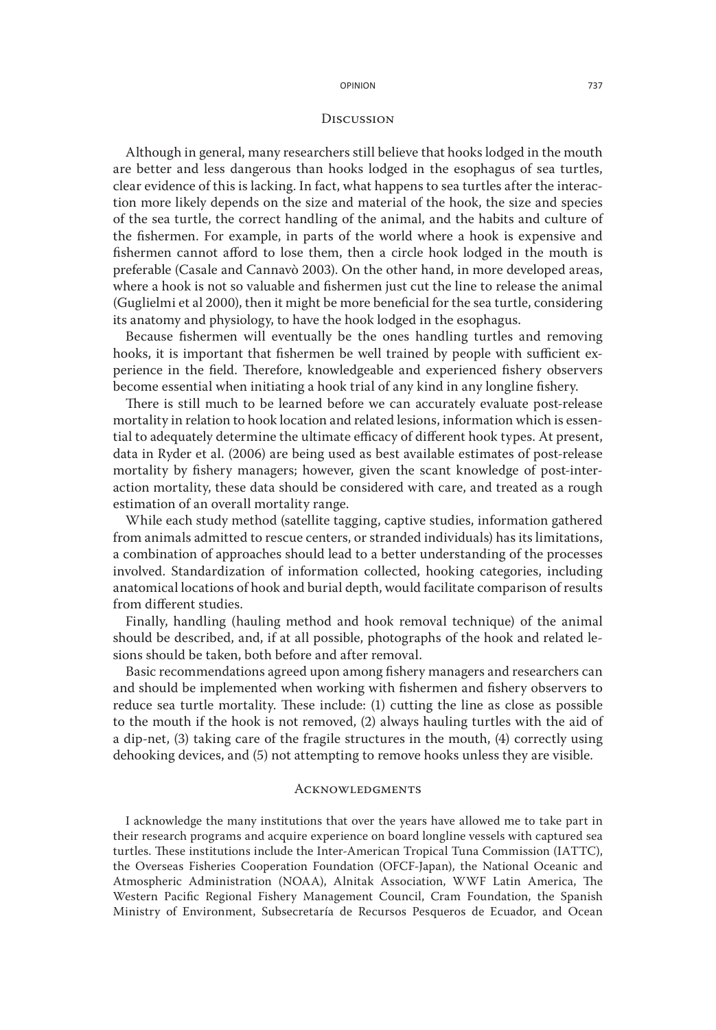## Discussion

Although in general, many researchers still believe that hooks lodged in the mouth are better and less dangerous than hooks lodged in the esophagus of sea turtles, clear evidence of this is lacking. In fact, what happens to sea turtles after the interaction more likely depends on the size and material of the hook, the size and species of the sea turtle, the correct handling of the animal, and the habits and culture of the fishermen. For example, in parts of the world where a hook is expensive and fishermen cannot afford to lose them, then a circle hook lodged in the mouth is preferable (Casale and Cannavò 2003). On the other hand, in more developed areas, where a hook is not so valuable and fishermen just cut the line to release the animal (Guglielmi et al 2000), then it might be more beneficial for the sea turtle, considering its anatomy and physiology, to have the hook lodged in the esophagus.

Because fishermen will eventually be the ones handling turtles and removing hooks, it is important that fishermen be well trained by people with sufficient experience in the field. Therefore, knowledgeable and experienced fishery observers become essential when initiating a hook trial of any kind in any longline fishery.

There is still much to be learned before we can accurately evaluate post-release mortality in relation to hook location and related lesions, information which is essential to adequately determine the ultimate efficacy of different hook types. At present, data in Ryder et al. (2006) are being used as best available estimates of post-release mortality by fishery managers; however, given the scant knowledge of post-interaction mortality, these data should be considered with care, and treated as a rough estimation of an overall mortality range.

While each study method (satellite tagging, captive studies, information gathered from animals admitted to rescue centers, or stranded individuals) has its limitations, a combination of approaches should lead to a better understanding of the processes involved. Standardization of information collected, hooking categories, including anatomical locations of hook and burial depth, would facilitate comparison of results from different studies.

Finally, handling (hauling method and hook removal technique) of the animal should be described, and, if at all possible, photographs of the hook and related lesions should be taken, both before and after removal.

Basic recommendations agreed upon among fishery managers and researchers can and should be implemented when working with fishermen and fishery observers to reduce sea turtle mortality. These include: (1) cutting the line as close as possible to the mouth if the hook is not removed, (2) always hauling turtles with the aid of a dip-net, (3) taking care of the fragile structures in the mouth, (4) correctly using dehooking devices, and (5) not attempting to remove hooks unless they are visible.

## Acknowledgments

I acknowledge the many institutions that over the years have allowed me to take part in their research programs and acquire experience on board longline vessels with captured sea turtles. These institutions include the Inter-American Tropical Tuna Commission (IATTC), the Overseas Fisheries Cooperation Foundation (OFCF-Japan), the National Oceanic and Atmospheric Administration (NOAA), Alnitak Association, WWF Latin America, The Western Pacific Regional Fishery Management Council, Cram Foundation, the Spanish Ministry of Environment, Subsecretaría de Recursos Pesqueros de Ecuador, and Ocean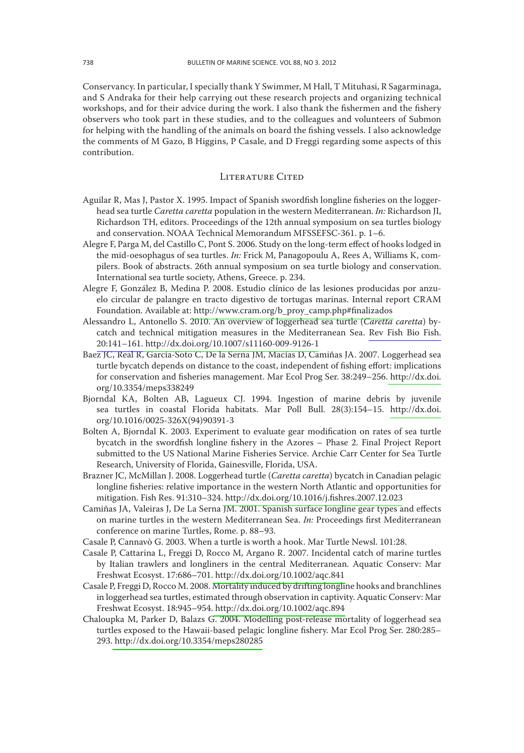Conservancy. In particular, I specially thank Y Swimmer, M Hall, T Mituhasi, R Sagarminaga, and S Andraka for their help carrying out these research projects and organizing technical workshops, and for their advice during the work. I also thank the fishermen and the fishery observers who took part in these studies, and to the colleagues and volunteers of Submon for helping with the handling of the animals on board the fishing vessels. I also acknowledge the comments of M Gazo, B Higgins, P Casale, and D Freggi regarding some aspects of this contribution.

## Literature Cited

Aguilar R, Mas J, Pastor X. 1995. Impact of Spanish swordfish longline fisheries on the loggerhead sea turtle *Caretta caretta* population in the western Mediterranean. *In:* Richardson JI, Richardson TH, editors. Proceedings of the 12th annual symposium on sea turtles biology and conservation. NOAA Technical Memorandum MFSSEFSC-361. p. 1–6.

Alegre F, Parga M, del Castillo C, Pont S. 2006. Study on the long-term effect of hooks lodged in the mid-oesophagus of sea turtles. *In:* Frick M, Panagopoulu A, Rees A, Williams K, compilers. Book of abstracts. 26th annual symposium on sea turtle biology and conservation. International sea turtle society, Athens, Greece. p. 234.

Alegre F, González B, Medina P. 2008. Estudio clínico de las lesiones producidas por anzuelo circular de palangre en tracto digestivo de tortugas marinas. Internal report CRAM Foundation. Available at: http://www.cram.org/b_proy_camp.php#finalizados

Alessandro L, Antonello S. 2010. An overview of loggerhead sea turtle (*Caretta caretta*) bycatch and technical mitigation measures in the Mediterranean Sea. Rev Fish Bio Fish. 20:141–161. http://dx.doi.org/10.1007/s11160-009-9126-1

Baez JC, Real R, García-Soto C, De la Serna JM, Macías D, Camiñas JA. 2007. Loggerhead sea turtle bycatch depends on distance to the coast, independent of fishing effort: implications for conservation and fisheries management. Mar Ecol Prog Ser. 38:249–256. http://dx.doi.org/10.3354/meps338249

Bjorndal KA, Bolten AB, Lagueux CJ. 1994. Ingestion of marine debris by juvenile sea turtles in coastal Florida habitats. Mar Poll Bull. 28(3):154–15. http://dx.doi.org/10.1016/0025-326X(94)90391-3

Bolten A, Bjorndal K. 2003. Experiment to evaluate gear modification on rates of sea turtle bycatch in the swordfish longline fishery in the Azores – Phase 2. Final Project Report submitted to the US National Marine Fisheries Service. Archie Carr Center for Sea Turtle Research, University of Florida, Gainesville, Florida, USA.

Brazner JC, McMillan J. 2008. Loggerhead turtle (*Caretta caretta*) bycatch in Canadian pelagic longline fisheries: relative importance in the western North Atlantic and opportunities for mitigation. Fish Res. 91:310–324. http://dx.doi.org/10.1016/j.fishres.2007.12.023

Camiñas JA, Valeiras J, De La Serna JM. 2001. Spanish surface longline gear types and effects on marine turtles in the western Mediterranean Sea. *In:* Proceedings first Mediterranean conference on marine Turtles, Rome. p. 88–93.

Casale P, Cannavò G. 2003. When a turtle is worth a hook. Mar Turtle Newsl. 101:28.

Casale P, Cattarina L, Freggi D, Rocco M, Argano R. 2007. Incidental catch of marine turtles by Italian trawlers and longliners in the central Mediterranean. Aquatic Conserv: Mar Freshwat Ecosyst. 17:686–701. http://dx.doi.org/10.1002/aqc.841

Casale P, Freggi D, Rocco M. 2008. Mortality induced by drifting longline hooks and branchlines in loggerhead sea turtles, estimated through observation in captivity. Aquatic Conserv: Mar Freshwat Ecosyst. 18:945–954. http://dx.doi.org/10.1002/aqc.894

Chaloupka M, Parker D, Balazs G. 2004. Modelling post-release mortality of loggerhead sea turtles exposed to the Hawaii-based pelagic longline fishery. Mar Ecol Prog Ser. 280:285–293. http://dx.doi.org/10.3354/meps280285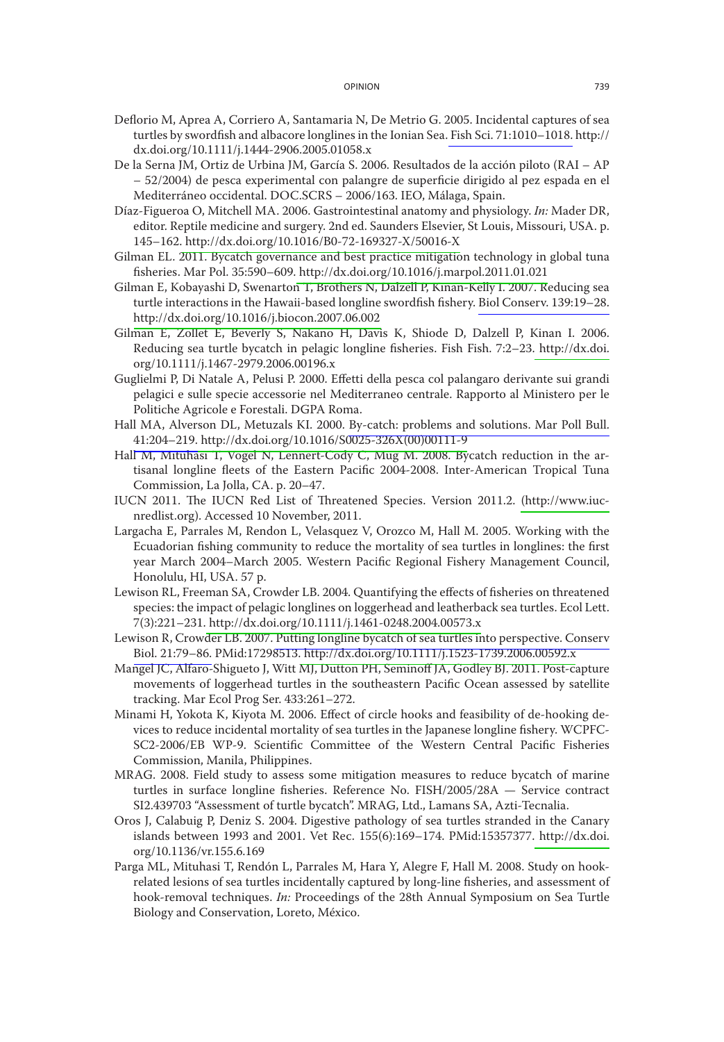Deflorio M, Aprea A, Corriero A, Santamaria N, De Metrio G. 2005. Incidental captures of sea turtles by swordfish and albacore longlines in the Ionian Sea. Fish Sci. 71:1010–1018. http://dx.doi.org/10.1111/j.1444-2906.2005.01058.x

De la Serna JM, Ortiz de Urbina JM, García S. 2006. Resultados de la acción piloto (RAI – AP – 52/2004) de pesca experimental con palangre de superficie dirigido al pez espada en el Mediterráneo occidental. DOC.SCRS – 2006/163. IEO, Málaga, Spain.

Díaz-Figueroa O, Mitchell MA. 2006. Gastrointestinal anatomy and physiology. *In:* Mader DR, editor. Reptile medicine and surgery. 2nd ed. Saunders Elsevier, St Louis, Missouri, USA. p. 145–162. http://dx.doi.org/10.1016/B0-72-169327-X/50016-X

Gilman EL. 2011. Bycatch governance and best practice mitigation technology in global tuna fisheries. Mar Pol. 35:590–609. http://dx.doi.org/10.1016/j.marpol.2011.01.021

Gilman E, Kobayashi D, Swenarton T, Brothers N, Dalzell P, Kinan-Kelly I. 2007. Reducing sea turtle interactions in the Hawaii-based longline swordfish fishery. Biol Conserv. 139:19–28. http://dx.doi.org/10.1016/j.biocon.2007.06.002

Gilman E, Zollet E, Beverly S, Nakano H, Davis K, Shiode D, Dalzell P, Kinan I. 2006. Reducing sea turtle bycatch in pelagic longline fisheries. Fish Fish. 7:2–23. http://dx.doi.org/10.1111/j.1467-2979.2006.00196.x

Guglielmi P, Di Natale A, Pelusi P. 2000. Effetti della pesca col palangaro derivante sui grandi pelagici e sulle specie accessorie nel Mediterraneo centrale. Rapporto al Ministero per le Politiche Agricole e Forestali. DGPA Roma.

Hall MA, Alverson DL, Metuzals KI. 2000. By-catch: problems and solutions. Mar Poll Bull. 41:204–219. http://dx.doi.org/10.1016/S0025-326X(00)00111-9

Hall M, Mituhasi T, Vogel N, Lennert-Cody C, Mug M. 2008. Bycatch reduction in the artisanal longline fleets of the Eastern Pacific 2004-2008. Inter-American Tropical Tuna Commission, La Jolla, CA. p. 20–47.

IUCN 2011. The IUCN Red List of Threatened Species. Version 2011.2. (http://www.iucnredlist.org). Accessed 10 November, 2011.

Largacha E, Parrales M, Rendon L, Velasquez V, Orozco M, Hall M. 2005. Working with the Ecuadorian fishing community to reduce the mortality of sea turtles in longlines: the first year March 2004–March 2005. Western Pacific Regional Fishery Management Council, Honolulu, HI, USA. 57 p.

Lewison RL, Freeman SA, Crowder LB. 2004. Quantifying the effects of fisheries on threatened species: the impact of pelagic longlines on loggerhead and leatherback sea turtles. Ecol Lett. 7(3):221–231. http://dx.doi.org/10.1111/j.1461-0248.2004.00573.x

Lewison R, Crowder LB. 2007. Putting longline bycatch of sea turtles into perspective. Conserv Biol. 21:79–86. PMid:17298513. http://dx.doi.org/10.1111/j.1523-1739.2006.00592.x

Mangel JC, Alfaro-Shigueto J, Witt MJ, Dutton PH, Seminoff JA, Godley BJ. 2011. Post-capture movements of loggerhead turtles in the southeastern Pacific Ocean assessed by satellite tracking. Mar Ecol Prog Ser. 433:261–272.

Minami H, Yokota K, Kiyota M. 2006. Effect of circle hooks and feasibility of de-hooking devices to reduce incidental mortality of sea turtles in the Japanese longline fishery. WCPFC-SC2-2006/EB WP-9. Scientific Committee of the Western Central Pacific Fisheries Commission, Manila, Philippines.

MRAG. 2008. Field study to assess some mitigation measures to reduce bycatch of marine turtles in surface longline fisheries. Reference No. FISH/2005/28A — Service contract SI2.439703 "Assessment of turtle bycatch". MRAG, Ltd., Lamans SA, Azti-Tecnalia.

Oros J, Calabuig P, Deniz S. 2004. Digestive pathology of sea turtles stranded in the Canary islands between 1993 and 2001. Vet Rec. 155(6):169–174. PMid:15357377. http://dx.doi.org/10.1136/vr.155.6.169

Parga ML, Mituhasi T, Rendón L, Parrales M, Hara Y, Alegre F, Hall M. 2008. Study on hook-related lesions of sea turtles incidentally captured by long-line fisheries, and assessment of hook-removal techniques. *In:* Proceedings of the 28th Annual Symposium on Sea Turtle Biology and Conservation, Loreto, México.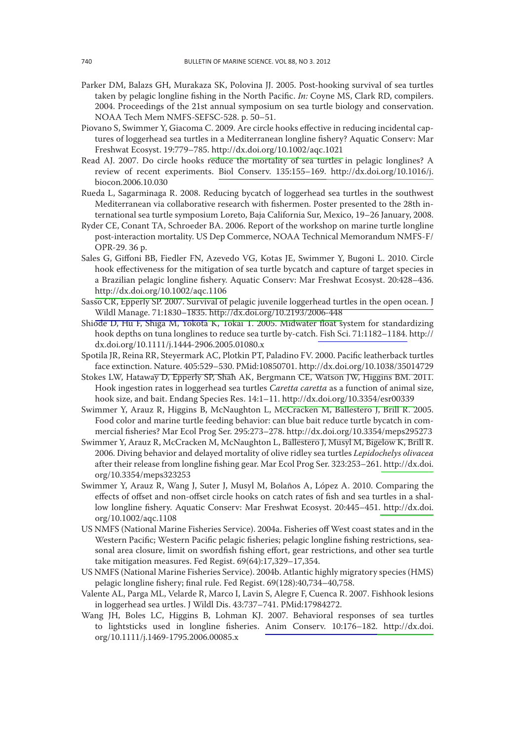Parker DM, Balazs GH, Murakaza SK, Polovina JJ. 2005. Post-hooking survival of sea turtles taken by pelagic longline fishing in the North Pacific. *In:* Coyne MS, Clark RD, compilers. 2004. Proceedings of the 21st annual symposium on sea turtle biology and conservation. NOAA Tech Mem NMFS-SEFSC-528. p. 50–51.

Piovano S, Swimmer Y, Giacoma C. 2009. Are circle hooks effective in reducing incidental captures of loggerhead sea turtles in a Mediterranean longline fishery? Aquatic Conserv: Mar Freshwat Ecosyst. 19:779–785. http://dx.doi.org/10.1002/aqc.1021

Read AJ. 2007. Do circle hooks reduce the mortality of sea turtles in pelagic longlines? A review of recent experiments. Biol Conserv. 135:155–169. http://dx.doi.org/10.1016/j.biocon.2006.10.030

Rueda L, Sagarminaga R. 2008. Reducing bycatch of loggerhead sea turtles in the southwest Mediterranean via collaborative research with fishermen. Poster presented to the 28th international sea turtle symposium Loreto, Baja California Sur, Mexico, 19–26 January, 2008.

Ryder CE, Conant TA, Schroeder BA. 2006. Report of the workshop on marine turtle longline post-interaction mortality. US Dep Commerce, NOAA Technical Memorandum NMFS-F/OPR-29. 36 p.

Sales G, Giffoni BB, Fiedler FN, Azevedo VG, Kotas JE, Swimmer Y, Bugoni L. 2010. Circle hook effectiveness for the mitigation of sea turtle bycatch and capture of target species in a Brazilian pelagic longline fishery. Aquatic Conserv: Mar Freshwat Ecosyst. 20:428–436. http://dx.doi.org/10.1002/aqc.1106

Sasso CR, Epperly SP. 2007. Survival of pelagic juvenile loggerhead turtles in the open ocean. J Wildl Manage. 71:1830–1835. http://dx.doi.org/10.2193/2006-448

Shiode D, Hu F, Shiga M, Yokota K, Tokai T. 2005. Midwater float system for standardizing hook depths on tuna longlines to reduce sea turtle by-catch. Fish Sci. 71:1182–1184. http://dx.doi.org/10.1111/j.1444-2906.2005.01080.x

Spotila JR, Reina RR, Steyermark AC, Plotkin PT, Paladino FV. 2000. Pacific leatherback turtles face extinction. Nature. 405:529–530. PMid:10850701. http://dx.doi.org/10.1038/35014729

Stokes LW, Hataway D, Epperly SP, Shah AK, Bergmann CE, Watson JW, Higgins BM. 2011. Hook ingestion rates in loggerhead sea turtles *Caretta caretta* as a function of animal size, hook size, and bait. Endang Species Res. 14:1–11. http://dx.doi.org/10.3354/esr00339

Swimmer Y, Arauz R, Higgins B, McNaughton L, McCracken M, Ballestero J, Brill R. 2005. Food color and marine turtle feeding behavior: can blue bait reduce turtle bycatch in commercial fisheries? Mar Ecol Prog Ser. 295:273–278. http://dx.doi.org/10.3354/meps295273

Swimmer Y, Arauz R, McCracken M, McNaughton L, Ballestero J, Musyl M, Bigelow K, Brill R. 2006. Diving behavior and delayed mortality of olive ridley sea turtles *Lepidochelys olivacea* after their release from longline fishing gear. Mar Ecol Prog Ser. 323:253–261. http://dx.doi.org/10.3354/meps323253

Swimmer Y, Arauz R, Wang J, Suter J, Musyl M, Bolaños A, López A. 2010. Comparing the effects of offset and non-offset circle hooks on catch rates of fish and sea turtles in a shallow longline fishery. Aquatic Conserv: Mar Freshwat Ecosyst. 20:445–451. http://dx.doi.org/10.1002/aqc.1108

US NMFS (National Marine Fisheries Service). 2004a. Fisheries off West coast states and in the Western Pacific; Western Pacific pelagic fisheries; pelagic longline fishing restrictions, seasonal area closure, limit on swordfish fishing effort, gear restrictions, and other sea turtle take mitigation measures. Fed Regist. 69(64):17,329–17,354.

US NMFS (National Marine Fisheries Service). 2004b. Atlantic highly migratory species (HMS) pelagic longline fishery; final rule. Fed Regist. 69(128):40,734–40,758.

Valente AL, Parga ML, Velarde R, Marco I, Lavin S, Alegre F, Cuenca R. 2007. Fishhook lesions in loggerhead sea urtles. J Wildl Dis. 43:737–741. PMid:17984272.

Wang JH, Boles LC, Higgins B, Lohman KJ. 2007. Behavioral responses of sea turtles to lightsticks used in longline fisheries. Anim Conserv. 10:176–182. http://dx.doi.org/10.1111/j.1469-1795.2006.00085.x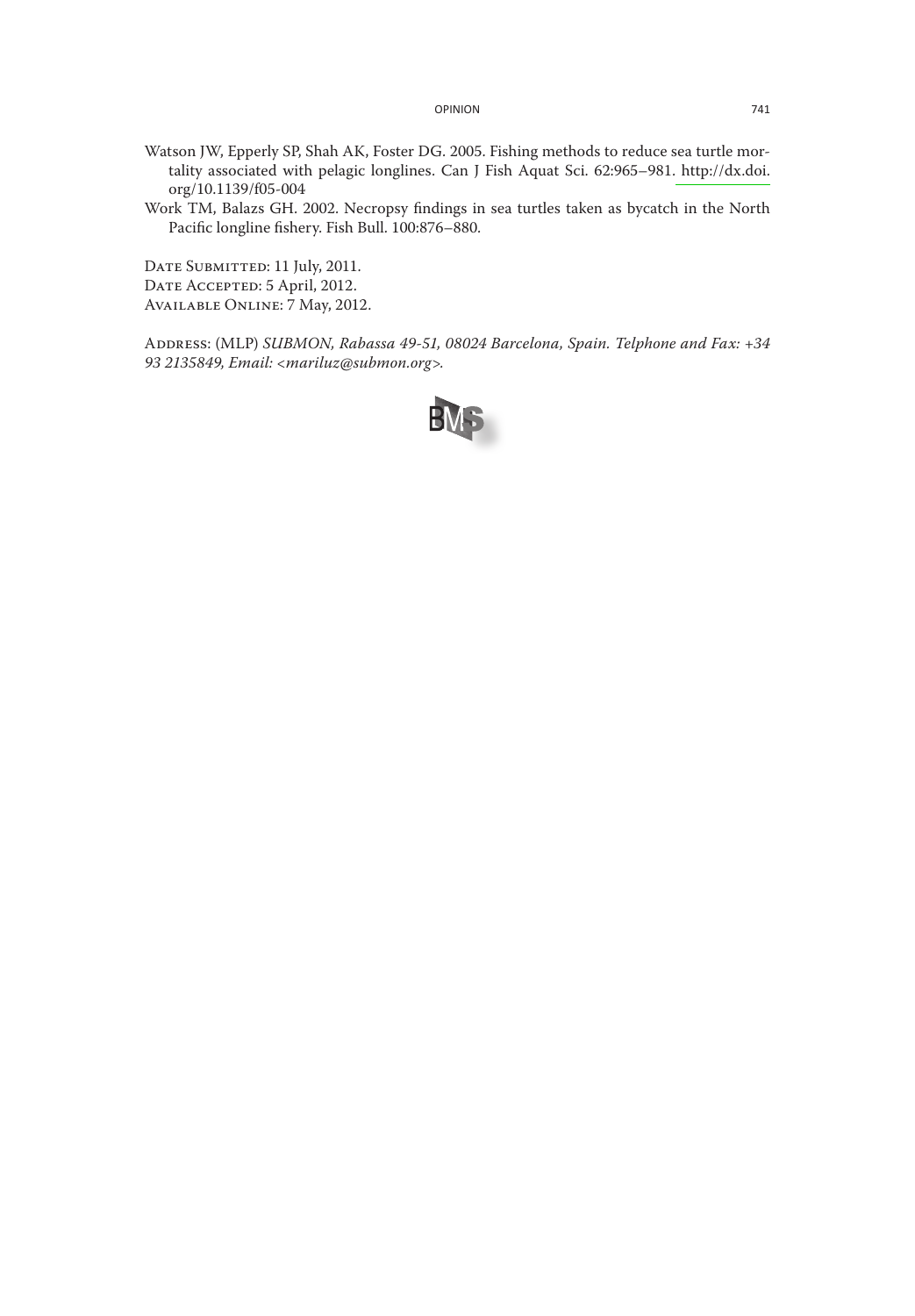Watson JW, Epperly SP, Shah AK, Foster DG. 2005. Fishing methods to reduce sea turtle mortality associated with pelagic longlines. Can J Fish Aquat Sci. 62:965–981. http://dx.doi.org/10.1139/f05-004

Work TM, Balazs GH. 2002. Necropsy findings in sea turtles taken as bycatch in the North Pacific longline fishery. Fish Bull. 100:876–880.

Date Submitted: 11 July, 2011.  
Date Accepted: 5 April, 2012.  
Available Online: 7 May, 2012.

Address: (MLP) *SUBMON, Rabassa 49-51, 08024 Barcelona, Spain. Telphone and Fax: +34 93 2135849, Email: <mariluz@submon.org>.*